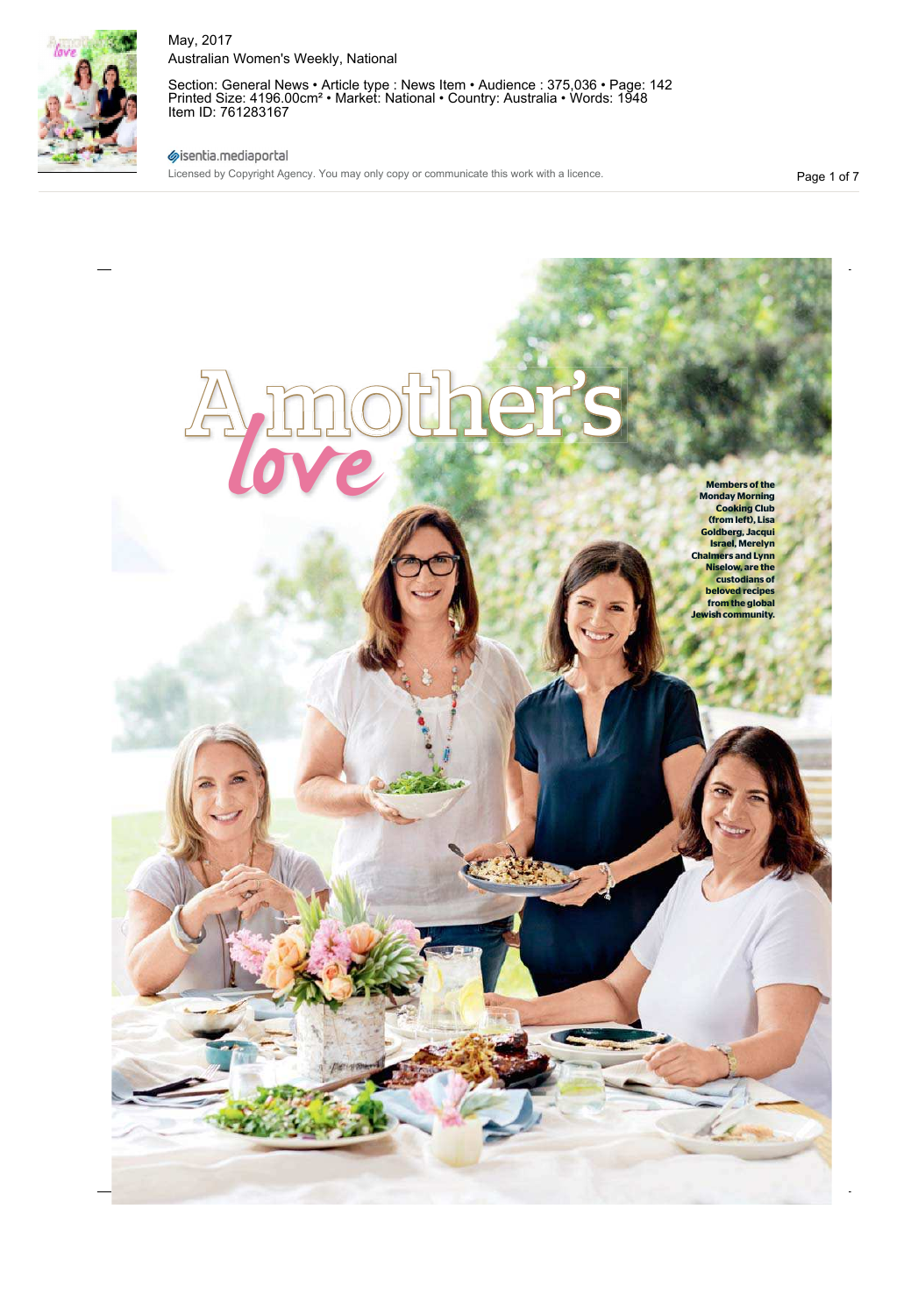# A mother's love

Members of the Monday Morning Cooking Club (from left), Lisa Goldberg, Jacqui Israel, Merelyn Chalmers and Lynn Niselow, are the custodians of beloved recipes from the global Jewish community.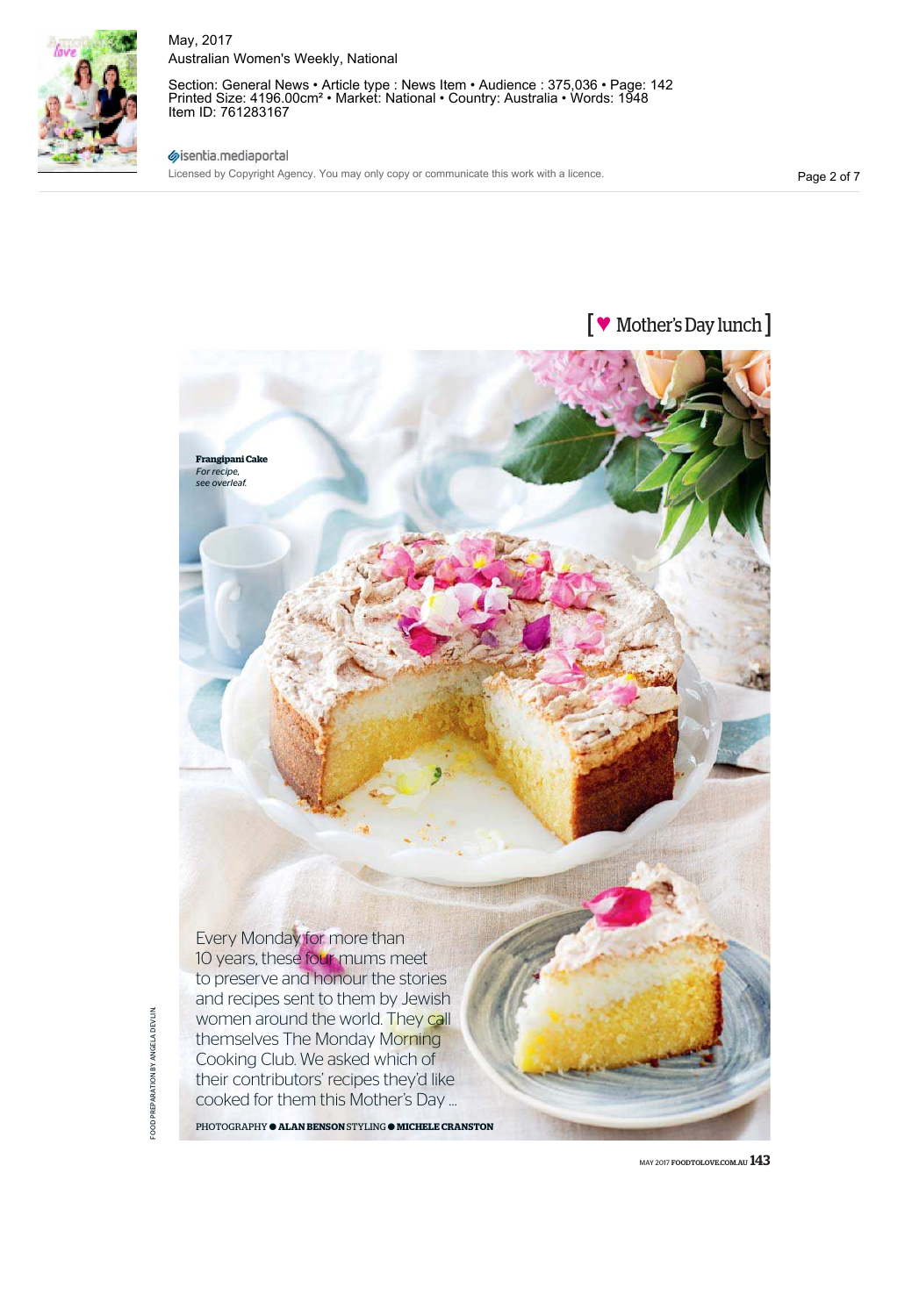[ ♥ Mother's Day lunch ]

**Frangipani Cake**
*For recipe, see overleaf.*

Every Monday for more than 10 years, these four mums meet to preserve and honour the stories and recipes sent to them by Jewish women around the world. They call themselves The Monday Morning Cooking Club. We asked which of their contributors' recipes they'd like cooked for them this Mother's Day ...

PHOTOGRAPHY ● **ALAN BENSON** STYLING ● **MICHELE CRANSTON**

FOOD PREPARATION BY ANGELA DEVLIN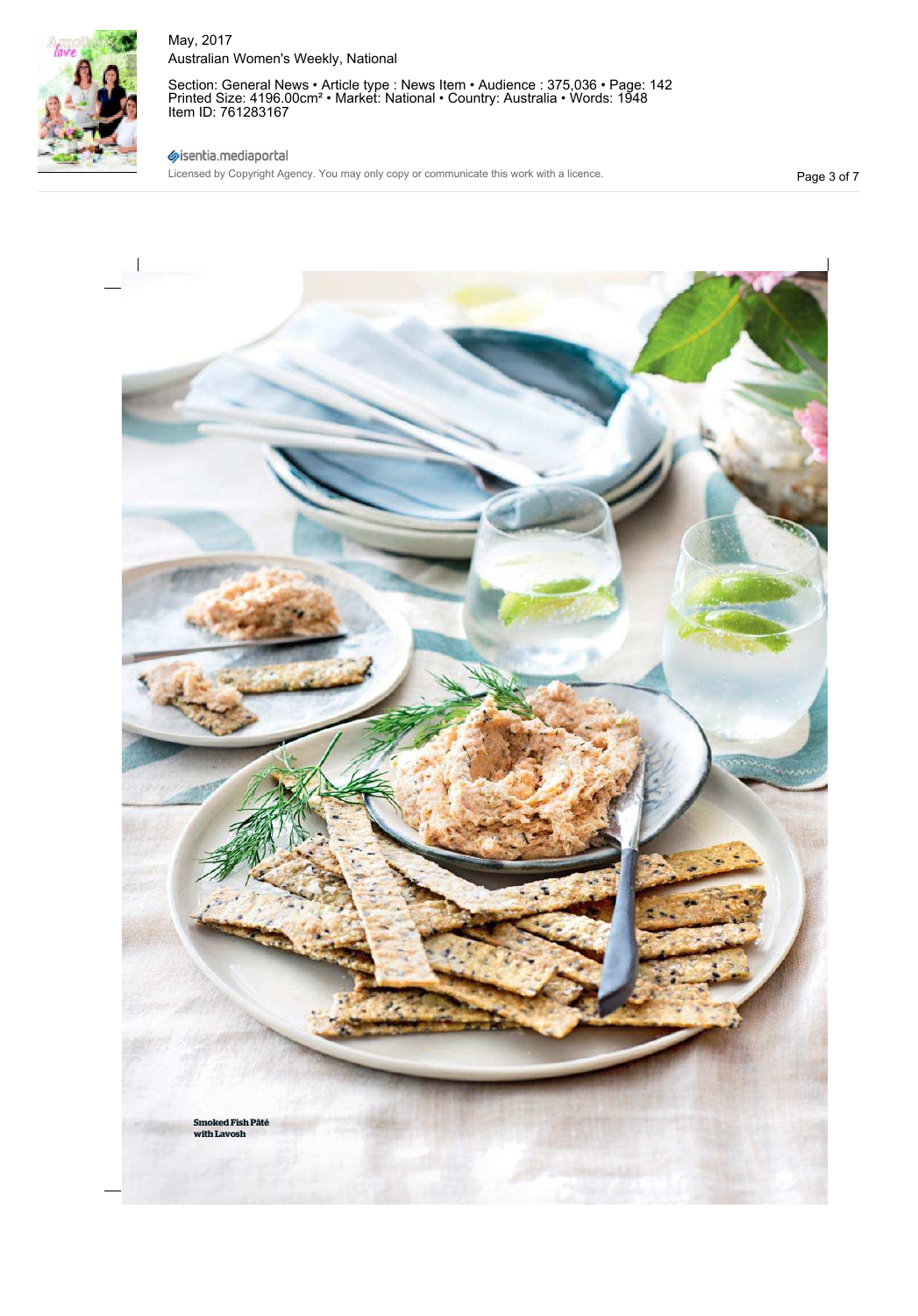Smoked Fish Pâté with Lavosh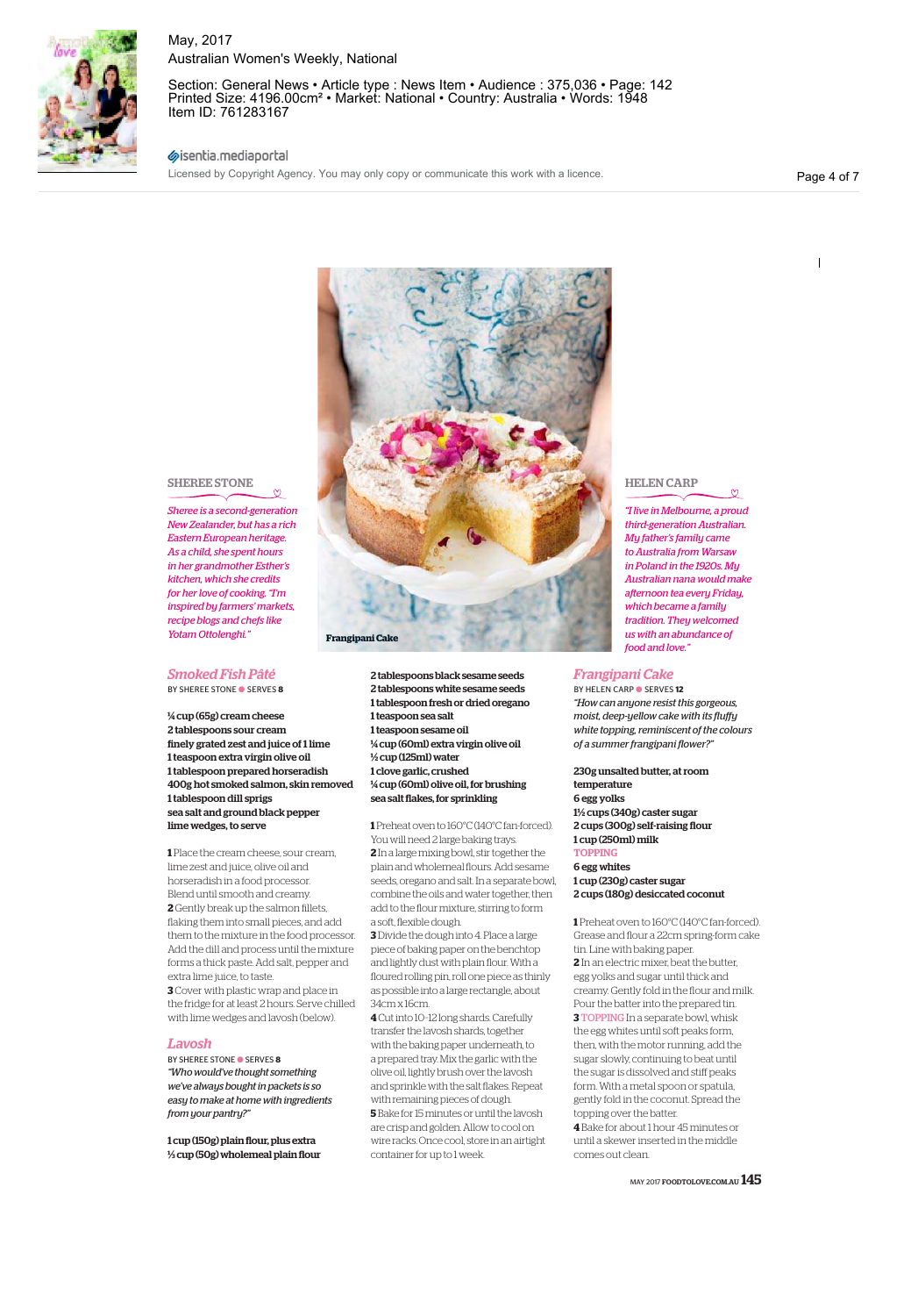## SHEREE STONE

*Sheree is a second-generation New Zealander, but has a rich Eastern European heritage. As a child, she spent hours in her grandmother Esther's kitchen, which she credits for her love of cooking. "I'm inspired by farmers' markets, recipe blogs and chefs like Yotam Ottolenghi."*

Frangipani Cake

## HELEN CARP

*"I live in Melbourne, a proud third-generation Australian. My father's family came to Australia from Warsaw in Poland in the 1920s. My Australian nana would make afternoon tea every Friday, which became a family tradition. They welcomed us with an abundance of food and love."*

### *Smoked Fish Pâté*

BY SHEREE STONE ● SERVES **8**

**¼ cup (65g) cream cheese**
**2 tablespoons sour cream**
**finely grated zest and juice of 1 lime**
**1 teaspoon extra virgin olive oil**
**1 tablespoon prepared horseradish**
**400g hot smoked salmon, skin removed**
**1 tablespoon dill sprigs**
**sea salt and ground black pepper**
**lime wedges, to serve**

**1** Place the cream cheese, sour cream, lime zest and juice, olive oil and horseradish in a food processor. Blend until smooth and creamy.
**2** Gently break up the salmon fillets, flaking them into small pieces, and add them to the mixture in the food processor. Add the dill and process until the mixture forms a thick paste. Add salt, pepper and extra lime juice, to taste.
**3** Cover with plastic wrap and place in the fridge for at least 2 hours. Serve chilled with lime wedges and lavosh (below).

### *Lavosh*

BY SHEREE STONE ● SERVES **8**

*"Who would've thought something we've always bought in packets is so easy to make at home with ingredients from your pantry?"*

**1 cup (150g) plain flour, plus extra**
**⅓ cup (50g) wholemeal plain flour**
**2 tablespoons black sesame seeds**
**2 tablespoons white sesame seeds**
**1 tablespoon fresh or dried oregano**
**1 teaspoon sea salt**
**1 teaspoon sesame oil**
**¼ cup (60ml) extra virgin olive oil**
**½ cup (125ml) water**
**1 clove garlic, crushed**
**¼ cup (60ml) olive oil, for brushing**
**sea salt flakes, for sprinkling**

**1** Preheat oven to 160°C (140°C fan-forced). You will need 2 large baking trays.
**2** In a large mixing bowl, stir together the plain and wholemeal flours. Add sesame seeds, oregano and salt. In a separate bowl, combine the oils and water together, then add to the flour mixture, stirring to form a soft, flexible dough.
**3** Divide the dough into 4. Place a large piece of baking paper on the benchtop and lightly dust with plain flour. With a floured rolling pin, roll one piece as thinly as possible into a large rectangle, about 34cm x 16cm.
**4** Cut into 10-12 long shards. Carefully transfer the lavosh shards, together with the baking paper underneath, to a prepared tray. Mix the garlic with the olive oil, lightly brush over the lavosh and sprinkle with the salt flakes. Repeat with remaining pieces of dough.
**5** Bake for 15 minutes or until the lavosh are crisp and golden. Allow to cool on wire racks. Once cool, store in an airtight container for up to 1 week.

### *Frangipani Cake*

BY HELEN CARP ● SERVES **12**

*"How can anyone resist this gorgeous, moist, deep-yellow cake with its fluffy white topping, reminiscent of the colours of a summer frangipani flower?"*

**230g unsalted butter, at room temperature**
**6 egg yolks**
**1½ cups (340g) caster sugar**
**2 cups (300g) self-raising flour**
**1 cup (250ml) milk**

TOPPING

**6 egg whites**
**1 cup (230g) caster sugar**
**2 cups (180g) desiccated coconut**

**1** Preheat oven to 160°C (140°C fan-forced). Grease and flour a 22cm spring-form cake tin. Line with baking paper.
**2** In an electric mixer, beat the butter, egg yolks and sugar until thick and creamy. Gently fold in the flour and milk. Pour the batter into the prepared tin.
**3** TOPPING In a separate bowl, whisk the egg whites until soft peaks form, then, with the motor running, add the sugar slowly, continuing to beat until the sugar is dissolved and stiff peaks form. With a metal spoon or spatula, gently fold in the coconut. Spread the topping over the batter.
**4** Bake for about 1 hour 45 minutes or until a skewer inserted in the middle comes out clean.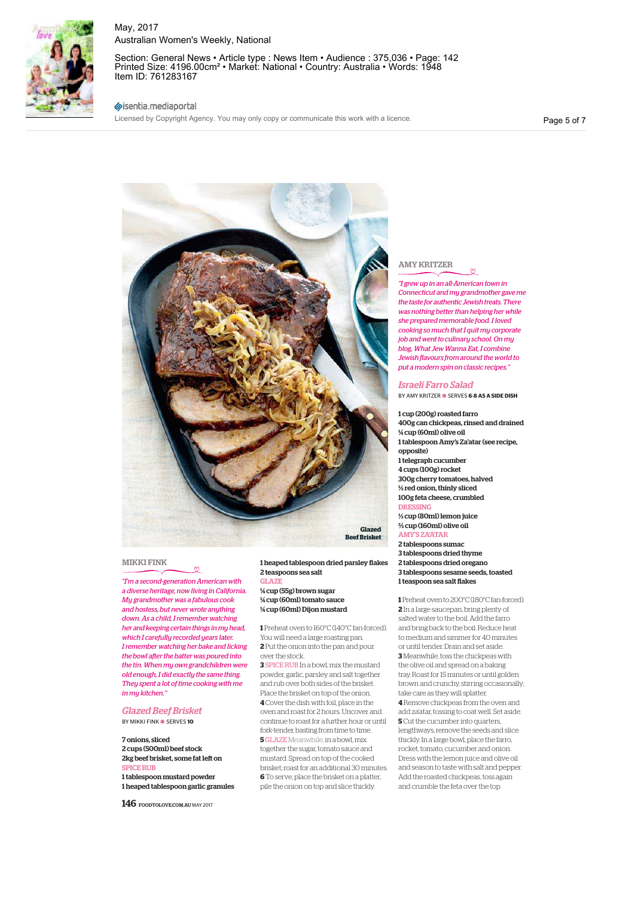Glazed Beef Brisket

## MIKKI FINK

*"I'm a second-generation American with a diverse heritage, now living in California. My grandmother was a fabulous cook and hostess, but never wrote anything down. As a child, I remember watching her and keeping certain things in my head, which I carefully recorded years later. I remember watching her bake and licking the bowl after the batter was poured into the tin. When my own grandchildren were old enough, I did exactly the same thing. They spent a lot of time cooking with me in my kitchen."*

### Glazed Beef Brisket

BY MIKKI FINK • SERVES **10**

**7 onions, sliced**
**2 cups (500ml) beef stock**
**2kg beef brisket, some fat left on**

SPICE RUB

**1 tablespoon mustard powder**
**1 heaped tablespoon garlic granules**
**1 heaped tablespoon dried parsley flakes**
**2 teaspoons sea salt**

GLAZE

**¼ cup (55g) brown sugar**
**¼ cup (60ml) tomato sauce**
**¼ cup (60ml) Dijon mustard**

**1** Preheat oven to 160°C (140°C fan-forced). You will need a large roasting pan.
**2** Put the onion into the pan and pour over the stock.
**3** SPICE RUB In a bowl, mix the mustard powder, garlic, parsley and salt together and rub over both sides of the brisket. Place the brisket on top of the onion.
**4** Cover the dish with foil, place in the oven and roast for 2 hours. Uncover and continue to roast for a further hour or until fork-tender, basting from time to time.
**5** GLAZE Meanwhile, in a bowl, mix together the sugar, tomato sauce and mustard. Spread on top of the cooked brisket; roast for an additional 30 minutes.
**6** To serve, place the brisket on a platter, pile the onion on top and slice thickly.

## AMY KRITZER

*"I grew up in an all-American town in Connecticut and my grandmother gave me the taste for authentic Jewish treats. There was nothing better than helping her while she prepared memorable food. I loved cooking so much that I quit my corporate job and went to culinary school. On my blog, What Jew Wanna Eat, I combine Jewish flavours from around the world to put a modern spin on classic recipes."*

### Israeli Farro Salad

BY AMY KRITZER • SERVES **6-8 AS A SIDE DISH**

**1 cup (200g) roasted farro**
**400g can chickpeas, rinsed and drained**
**¼ cup (60ml) olive oil**
**1 tablespoon Amy's Za'atar (see recipe, opposite)**
**1 telegraph cucumber**
**4 cups (100g) rocket**
**300g cherry tomatoes, halved**
**½ red onion, thinly sliced**
**100g feta cheese, crumbled**

DRESSING

**⅓ cup (80ml) lemon juice**
**⅔ cup (160ml) olive oil**

AMY'S ZA'ATAR

**2 tablespoons sumac**
**3 tablespoons dried thyme**
**2 tablespoons dried oregano**
**3 tablespoons sesame seeds, toasted**
**1 teaspoon sea salt flakes**

**1** Preheat oven to 200°C (180°C fan-forced).
**2** In a large saucepan, bring plenty of salted water to the boil. Add the farro and bring back to the boil. Reduce heat to medium and simmer for 40 minutes or until tender. Drain and set aside.
**3** Meanwhile, toss the chickpeas with the olive oil and spread on a baking tray. Roast for 15 minutes or until golden brown and crunchy, stirring occasionally; take care as they will splatter.
**4** Remove chickpeas from the oven and add za'atar, tossing to coat well. Set aside.
**5** Cut the cucumber into quarters, lengthways, remove the seeds and slice thickly. In a large bowl, place the farro, rocket, tomato, cucumber and onion. Dress with the lemon juice and olive oil and season to taste with salt and pepper. Add the roasted chickpeas, toss again and crumble the feta over the top.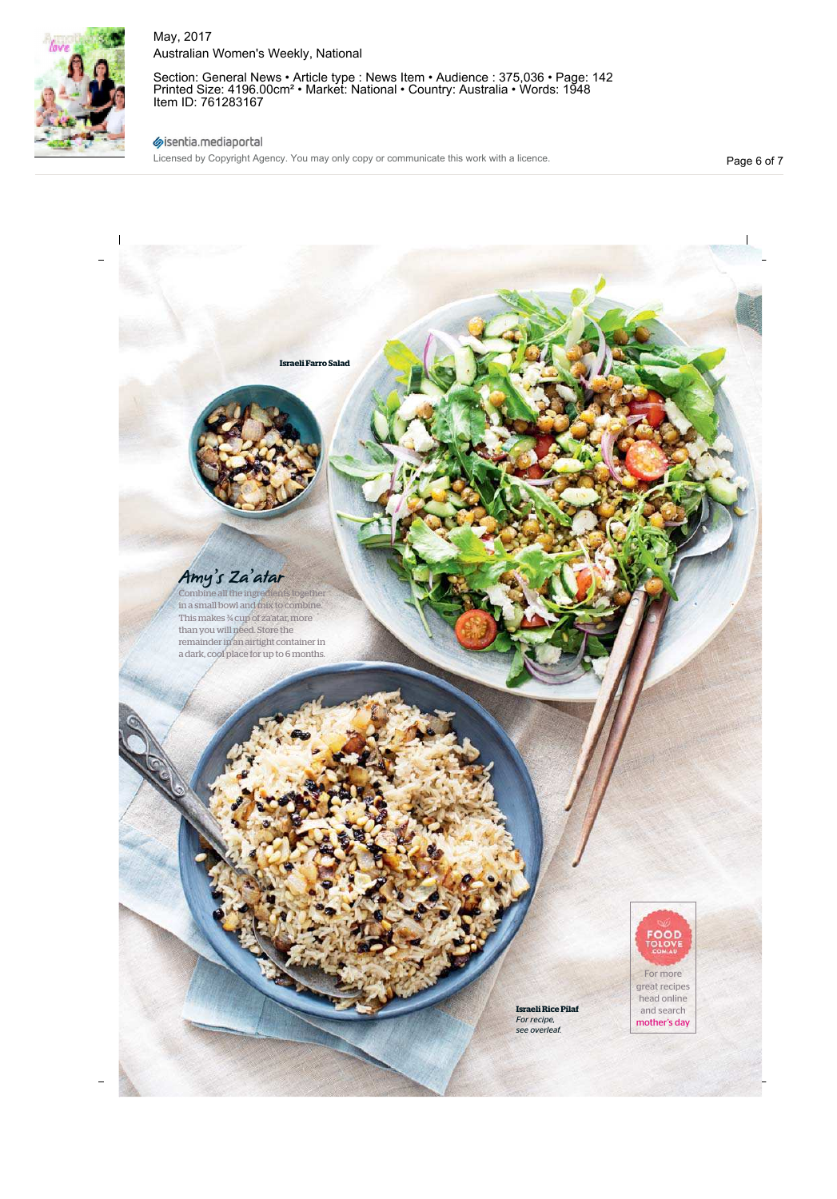Israeli Farro Salad

## Amy's Za'atar

Combine all the ingredients together in a small bowl and mix to combine. This makes ¾ cup of za'atar, more than you will need. Store the remainder in an airtight container in a dark, cool place for up to 6 months.

**Israeli Rice Pilaf**
*For recipe, see overleaf.*

FOOD TO LOVE .COM.AU

For more great recipes head online and search mother's day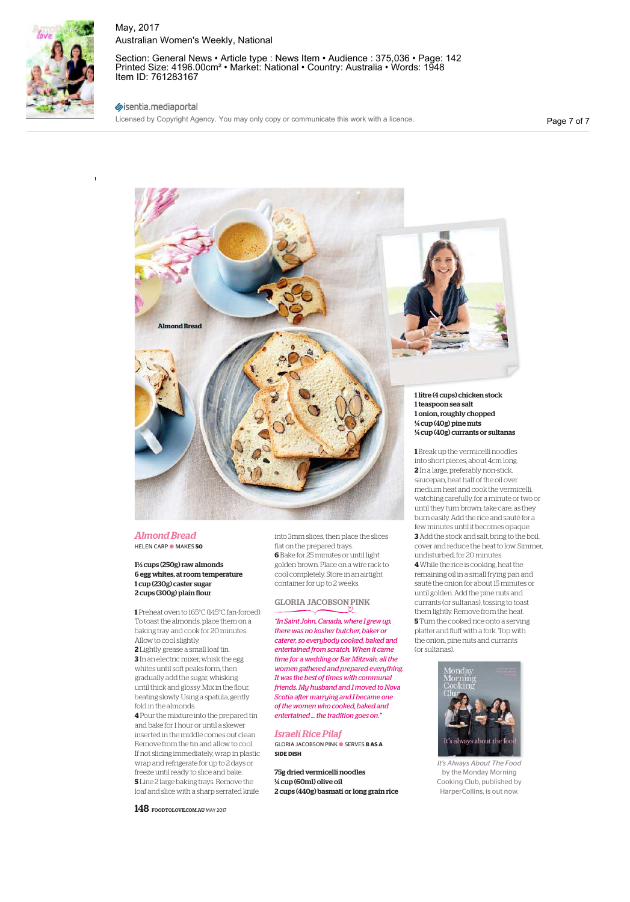Almond Bread

## *Almond Bread*

HELEN CARP ● MAKES **50**

**1½ cups (250g) raw almonds**
**6 egg whites, at room temperature**
**1 cup (230g) caster sugar**
**2 cups (300g) plain flour**

**1** Preheat oven to 165°C (145°C fan-forced). To toast the almonds, place them on a baking tray and cook for 20 minutes. Allow to cool slightly.
**2** Lightly grease a small loaf tin.
**3** In an electric mixer, whisk the egg whites until soft peaks form, then gradually add the sugar, whisking until thick and glossy. Mix in the flour, beating slowly. Using a spatula, gently fold in the almonds.
**4** Pour the mixture into the prepared tin and bake for 1 hour or until a skewer inserted in the middle comes out clean. Remove from the tin and allow to cool. If not slicing immediately, wrap in plastic wrap and refrigerate for up to 2 days or freeze until ready to slice and bake.
**5** Line 2 large baking trays. Remove the loaf and slice with a sharp serrated knife into 3mm slices, then place the slices flat on the prepared trays.
**6** Bake for 25 minutes or until light golden brown. Place on a wire rack to cool completely. Store in an airtight container for up to 2 weeks.

## GLORIA JACOBSON PINK

*"In Saint John, Canada, where I grew up, there was no kosher butcher, baker or caterer, so everybody cooked, baked and entertained from scratch. When it came time for a wedding or Bar Mitzvah, all the women gathered and prepared everything. It was the best of times with communal friends. My husband and I moved to Nova Scotia after marrying and I became one of the women who cooked, baked and entertained ... the tradition goes on."*

## *Israeli Rice Pilaf*

GLORIA JACOBSON PINK ● SERVES **8 AS A SIDE DISH**

**75g dried vermicelli noodles**
**¼ cup (60ml) olive oil**
**2 cups (440g) basmati or long grain rice**
**1 litre (4 cups) chicken stock**
**1 teaspoon sea salt**
**1 onion, roughly chopped**
**¼ cup (40g) pine nuts**
**¼ cup (40g) currants or sultanas**

**1** Break up the vermicelli noodles into short pieces, about 4cm long.
**2** In a large, preferably non-stick, saucepan, heat half of the oil over medium heat and cook the vermicelli, watching carefully, for a minute or two or until they turn brown; take care, as they burn easily. Add the rice and sauté for a few minutes until it becomes opaque.
**3** Add the stock and salt, bring to the boil, cover and reduce the heat to low. Simmer, undisturbed, for 20 minutes.
**4** While the rice is cooking, heat the remaining oil in a small frying pan and sauté the onion for about 15 minutes or until golden. Add the pine nuts and currants (or sultanas), tossing to toast them lightly. Remove from the heat.
**5** Turn the cooked rice onto a serving platter and fluff with a fork. Top with the onion, pine nuts and currants (or sultanas).

*It's Always About The Food* by the Monday Morning Cooking Club, published by HarperCollins, is out now.